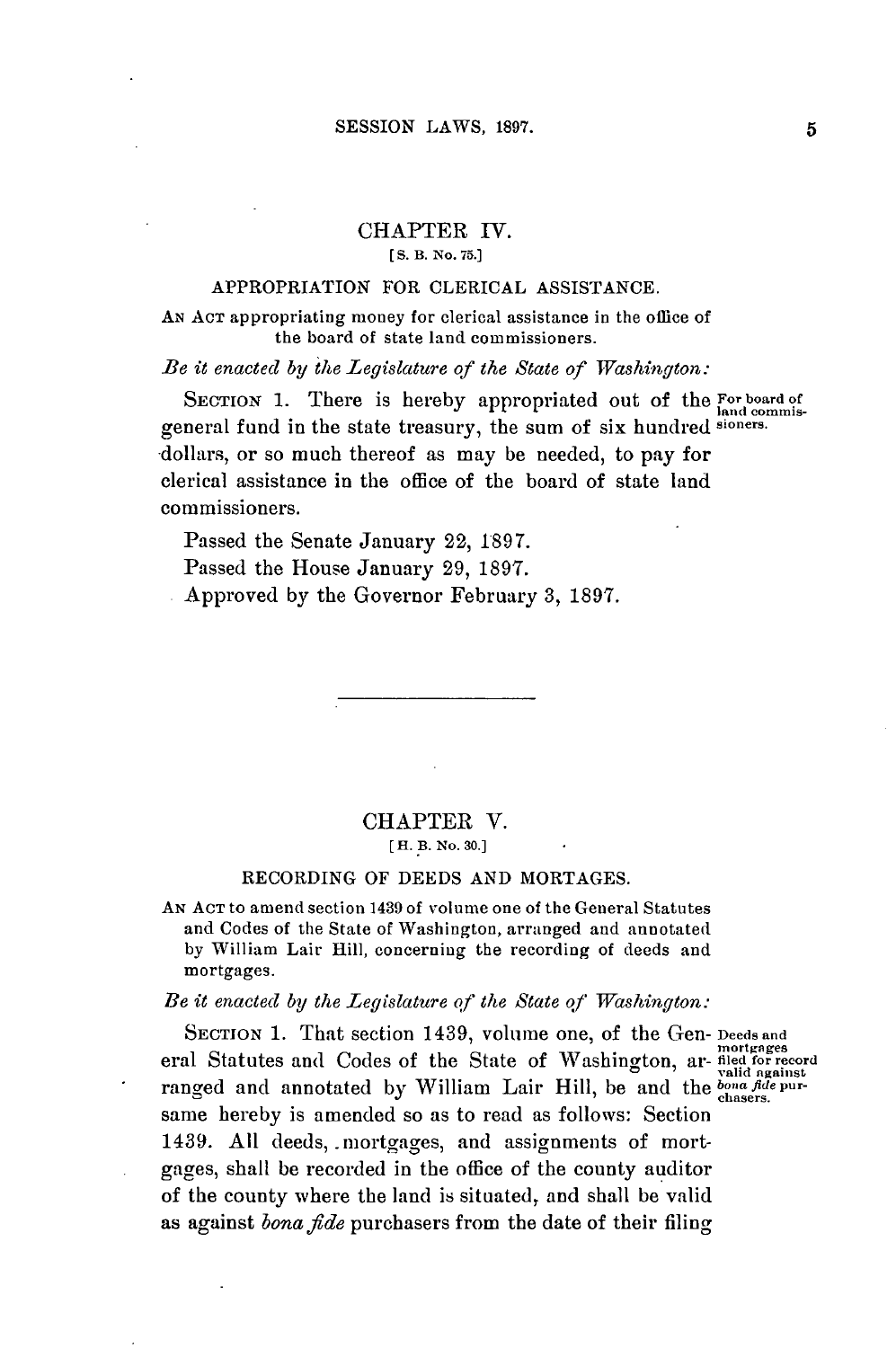# CHAPTER IV.

[S. B. No. 75.]

## APPROPRIATION FOR CLERICAL ASSISTANCE.

AN ACT appropriating money for clerical assistance in the office of the board of state land commissioners.

*Be it enacted by the Legislature of the State of Washington:*

SECTION 1. There is hereby appropriated out of the general fund in the state treasury, the sum of six hundred dollars, or so much thereof as may be needed, to pay for clerical assistance in the office of the board of state land commissioners.

For board of land commissioners.

Passed the Senate January 22, 1897.

Passed the House January 29, 1897.

Approved by the Governor February 3, 1897.

---

# CHAPTER V.

[H. B. No. 30.]

## RECORDING OF DEEDS AND MORTAGES.

AN ACT to amend section 1439 of volume one of the General Statutes and Codes of the State of Washington, arranged and annotated by William Lair Hill, concerning the recording of deeds and mortgages.

*Be it enacted by the Legislature of the State of Washington:*

SECTION 1. That section 1439, volume one, of the General Statutes and Codes of the State of Washington, arranged and annotated by William Lair Hill, be and the same hereby is amended so as to read as follows: Section 1439. All deeds, mortgages, and assignments of mortgages, shall be recorded in the office of the county auditor of the county where the land is situated, and shall be valid as against *bona fide* purchasers from the date of their filing

Deeds and mortgages filed for record valid against *bona fide* purchasers.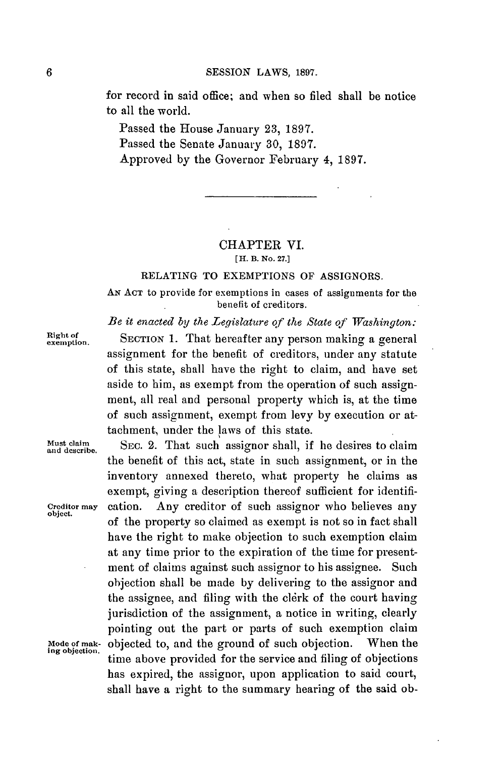for record in said office; and when so filed shall be notice to all the world.

Passed the House January 23, 1897.
Passed the Senate January 30, 1897.
Approved by the Governor February 4, 1897.

---

# CHAPTER VI.

[H. B. No. 27.]

## RELATING TO EXEMPTIONS OF ASSIGNORS.

AN ACT to provide for exemptions in cases of assignments for the benefit of creditors.

*Be it enacted by the Legislature of the State of Washington:*

Right of exemption.

SECTION 1. That hereafter any person making a general assignment for the benefit of creditors, under any statute of this state, shall have the right to claim, and have set aside to him, as exempt from the operation of such assignment, all real and personal property which is, at the time of such assignment, exempt from levy by execution or attachment, under the laws of this state.

Must claim and describe.

SEC. 2. That such assignor shall, if he desires to claim the benefit of this act, state in such assignment, or in the inventory annexed thereto, what property he claims as exempt, giving a description thereof sufficient for identification.

Creditor may object.

Any creditor of such assignor who believes any of the property so claimed as exempt is not so in fact shall have the right to make objection to such exemption claim at any time prior to the expiration of the time for presentment of claims against such assignor to his assignee. Such objection shall be made by delivering to the assignor and the assignee, and filing with the clerk of the court having jurisdiction of the assignment, a notice in writing, clearly pointing out the part or parts of such exemption claim objected to, and the ground of such objection.

Mode of making objection.

When the time above provided for the service and filing of objections has expired, the assignor, upon application to said court, shall have a right to the summary hearing of the said ob-